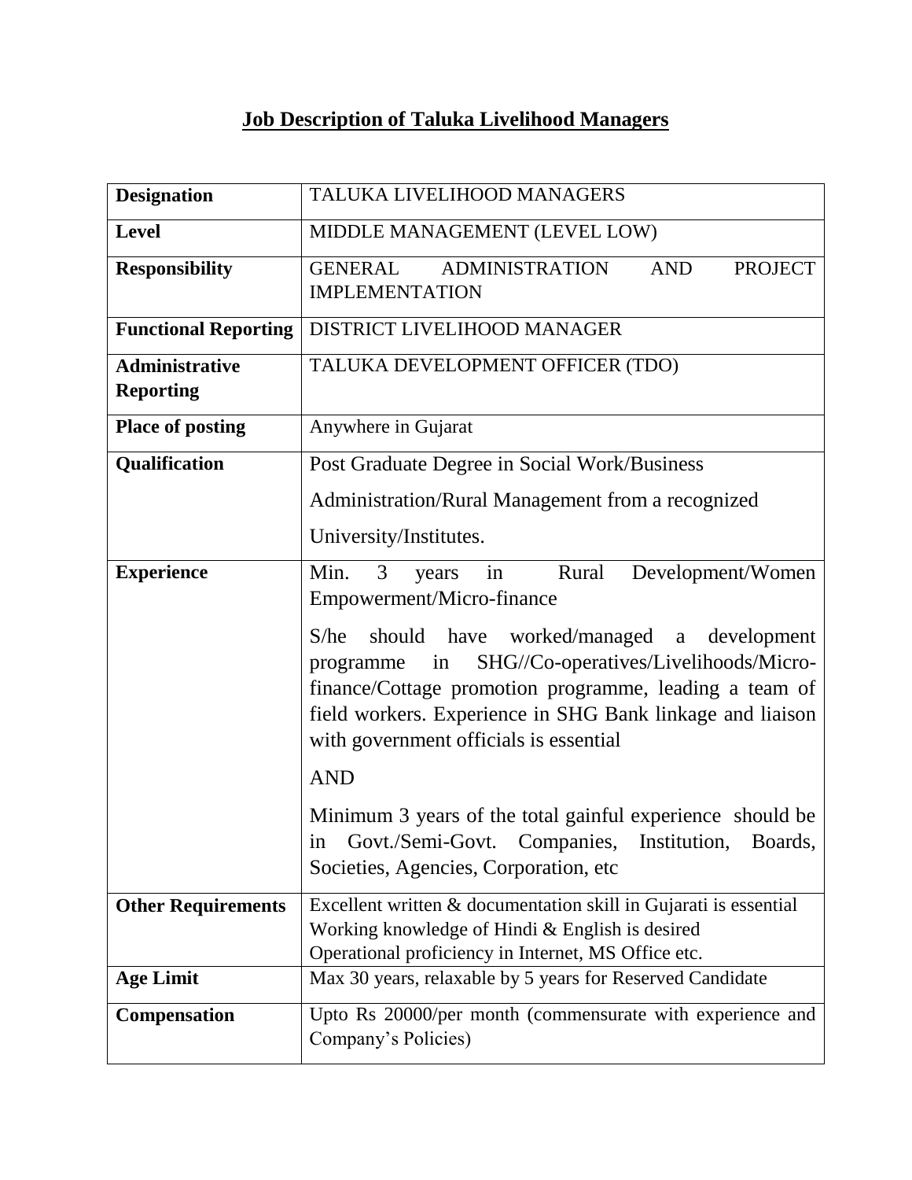# Job Description of Taluka Livelihood Managers

| **Designation** | TALUKA LIVELIHOOD MANAGERS |
|---|---|
| **Level** | MIDDLE MANAGEMENT (LEVEL LOW) |
| **Responsibility** | GENERAL ADMINISTRATION AND PROJECT IMPLEMENTATION |
| **Functional Reporting** | DISTRICT LIVELIHOOD MANAGER |
| **Administrative Reporting** | TALUKA DEVELOPMENT OFFICER (TDO) |
| **Place of posting** | Anywhere in Gujarat |
| **Qualification** | Post Graduate Degree in Social Work/Business Administration/Rural Management from a recognized University/Institutes. |
| **Experience** | Min. 3 years in Rural Development/Women Empowerment/Micro-finance<br><br>S/he should have worked/managed a development programme in SHG//Co-operatives/Livelihoods/Micro-finance/Cottage promotion programme, leading a team of field workers. Experience in SHG Bank linkage and liaison with government officials is essential<br><br>AND<br><br>Minimum 3 years of the total gainful experience should be in Govt./Semi-Govt. Companies, Institution, Boards, Societies, Agencies, Corporation, etc |
| **Other Requirements** | Excellent written & documentation skill in Gujarati is essential<br>Working knowledge of Hindi & English is desired<br>Operational proficiency in Internet, MS Office etc. |
| **Age Limit** | Max 30 years, relaxable by 5 years for Reserved Candidate |
| **Compensation** | Upto Rs 20000/per month (commensurate with experience and Company's Policies) |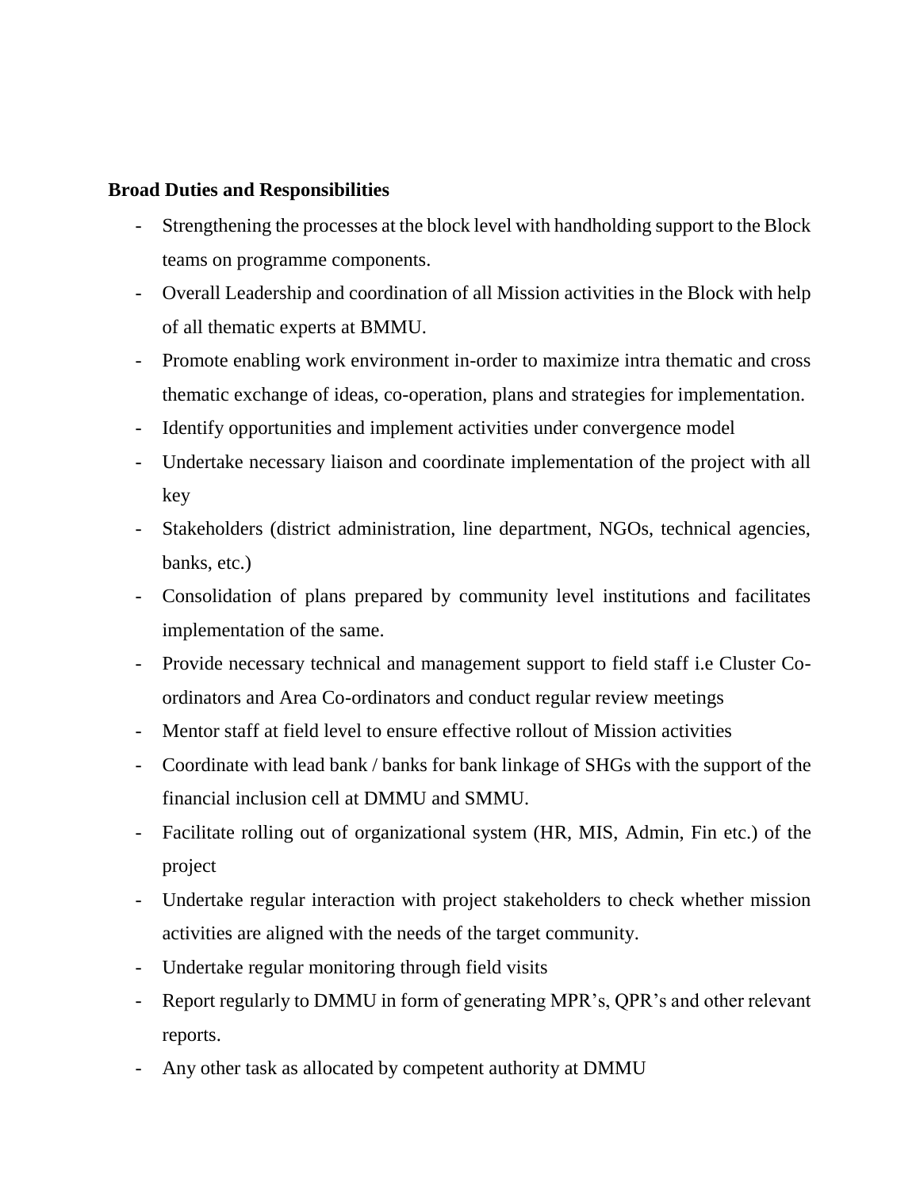**Broad Duties and Responsibilities**

- Strengthening the processes at the block level with handholding support to the Block teams on programme components.
- Overall Leadership and coordination of all Mission activities in the Block with help of all thematic experts at BMMU.
- Promote enabling work environment in-order to maximize intra thematic and cross thematic exchange of ideas, co-operation, plans and strategies for implementation.
- Identify opportunities and implement activities under convergence model
- Undertake necessary liaison and coordinate implementation of the project with all key
- Stakeholders (district administration, line department, NGOs, technical agencies, banks, etc.)
- Consolidation of plans prepared by community level institutions and facilitates implementation of the same.
- Provide necessary technical and management support to field staff i.e Cluster Co-ordinators and Area Co-ordinators and conduct regular review meetings
- Mentor staff at field level to ensure effective rollout of Mission activities
- Coordinate with lead bank / banks for bank linkage of SHGs with the support of the financial inclusion cell at DMMU and SMMU.
- Facilitate rolling out of organizational system (HR, MIS, Admin, Fin etc.) of the project
- Undertake regular interaction with project stakeholders to check whether mission activities are aligned with the needs of the target community.
- Undertake regular monitoring through field visits
- Report regularly to DMMU in form of generating MPR's, QPR's and other relevant reports.
- Any other task as allocated by competent authority at DMMU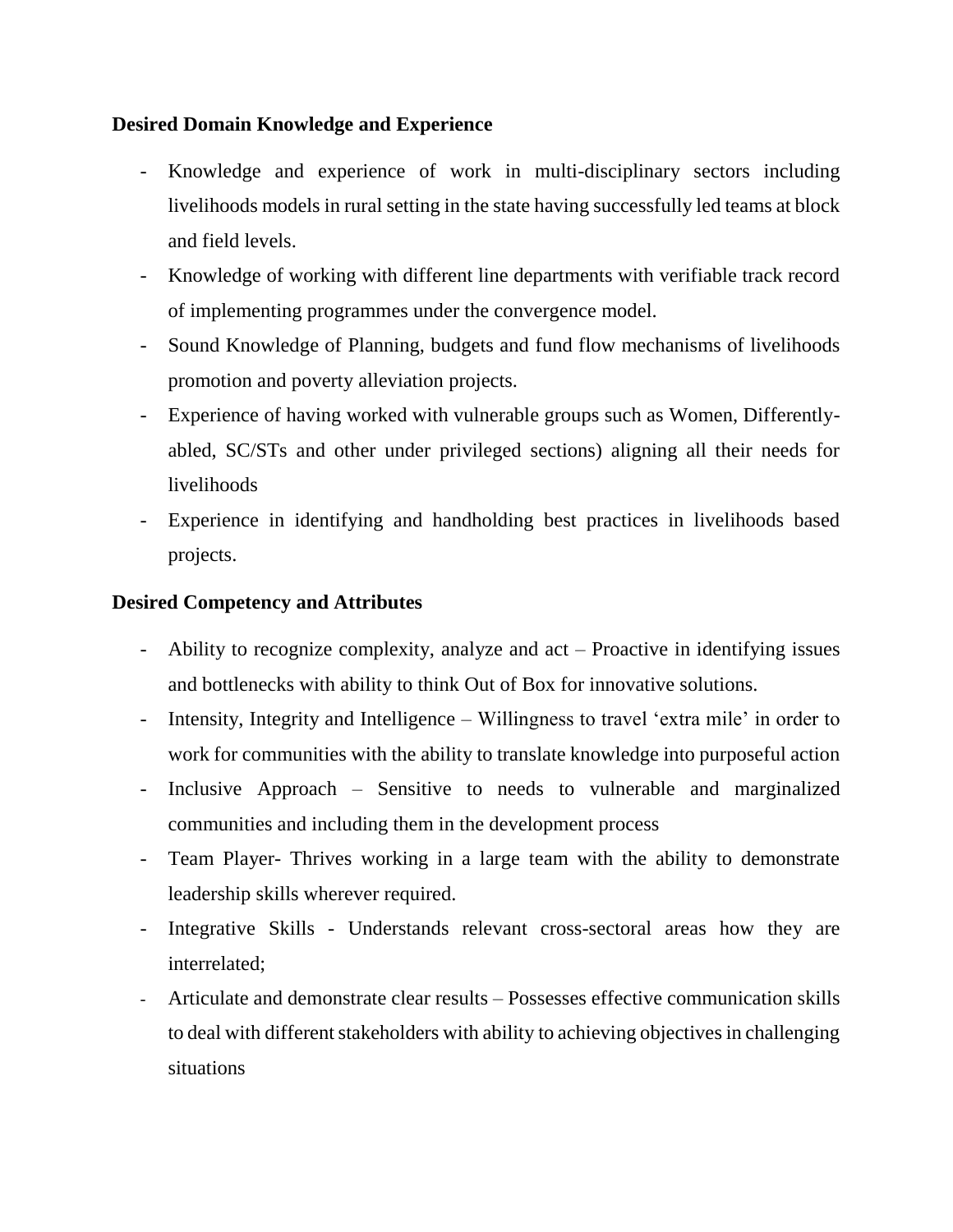**Desired Domain Knowledge and Experience**

- Knowledge and experience of work in multi-disciplinary sectors including livelihoods models in rural setting in the state having successfully led teams at block and field levels.
- Knowledge of working with different line departments with verifiable track record of implementing programmes under the convergence model.
- Sound Knowledge of Planning, budgets and fund flow mechanisms of livelihoods promotion and poverty alleviation projects.
- Experience of having worked with vulnerable groups such as Women, Differently-abled, SC/STs and other under privileged sections) aligning all their needs for livelihoods
- Experience in identifying and handholding best practices in livelihoods based projects.

**Desired Competency and Attributes**

- Ability to recognize complexity, analyze and act – Proactive in identifying issues and bottlenecks with ability to think Out of Box for innovative solutions.
- Intensity, Integrity and Intelligence – Willingness to travel 'extra mile' in order to work for communities with the ability to translate knowledge into purposeful action
- Inclusive Approach – Sensitive to needs to vulnerable and marginalized communities and including them in the development process
- Team Player- Thrives working in a large team with the ability to demonstrate leadership skills wherever required.
- Integrative Skills - Understands relevant cross-sectoral areas how they are interrelated;
- Articulate and demonstrate clear results – Possesses effective communication skills to deal with different stakeholders with ability to achieving objectives in challenging situations